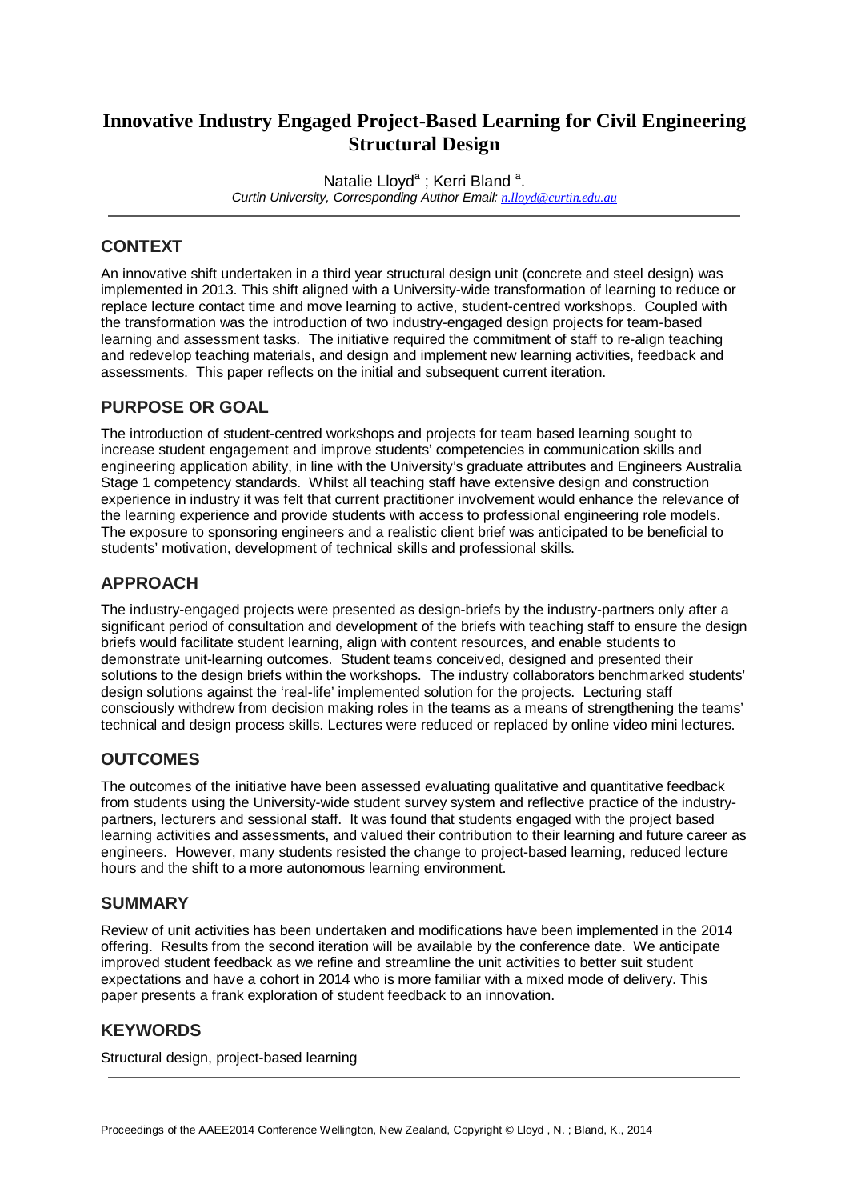# Innovative Industry Engaged Project-Based Learning for Civil Engineering Structural Design

Natalie Lloyd[a] ; Kerri Bland [a].

*Curtin University, Corresponding Author Email: n.lloyd@curtin.edu.au*

## CONTEXT

An innovative shift undertaken in a third year structural design unit (concrete and steel design) was implemented in 2013. This shift aligned with a University-wide transformation of learning to reduce or replace lecture contact time and move learning to active, student-centred workshops. Coupled with the transformation was the introduction of two industry-engaged design projects for team-based learning and assessment tasks. The initiative required the commitment of staff to re-align teaching and redevelop teaching materials, and design and implement new learning activities, feedback and assessments. This paper reflects on the initial and subsequent current iteration.

## PURPOSE OR GOAL

The introduction of student-centred workshops and projects for team based learning sought to increase student engagement and improve students' competencies in communication skills and engineering application ability, in line with the University's graduate attributes and Engineers Australia Stage 1 competency standards. Whilst all teaching staff have extensive design and construction experience in industry it was felt that current practitioner involvement would enhance the relevance of the learning experience and provide students with access to professional engineering role models. The exposure to sponsoring engineers and a realistic client brief was anticipated to be beneficial to students' motivation, development of technical skills and professional skills.

## APPROACH

The industry-engaged projects were presented as design-briefs by the industry-partners only after a significant period of consultation and development of the briefs with teaching staff to ensure the design briefs would facilitate student learning, align with content resources, and enable students to demonstrate unit-learning outcomes. Student teams conceived, designed and presented their solutions to the design briefs within the workshops. The industry collaborators benchmarked students' design solutions against the 'real-life' implemented solution for the projects. Lecturing staff consciously withdrew from decision making roles in the teams as a means of strengthening the teams' technical and design process skills. Lectures were reduced or replaced by online video mini lectures.

## OUTCOMES

The outcomes of the initiative have been assessed evaluating qualitative and quantitative feedback from students using the University-wide student survey system and reflective practice of the industry-partners, lecturers and sessional staff. It was found that students engaged with the project based learning activities and assessments, and valued their contribution to their learning and future career as engineers. However, many students resisted the change to project-based learning, reduced lecture hours and the shift to a more autonomous learning environment.

## SUMMARY

Review of unit activities has been undertaken and modifications have been implemented in the 2014 offering. Results from the second iteration will be available by the conference date. We anticipate improved student feedback as we refine and streamline the unit activities to better suit student expectations and have a cohort in 2014 who is more familiar with a mixed mode of delivery. This paper presents a frank exploration of student feedback to an innovation.

## KEYWORDS

Structural design, project-based learning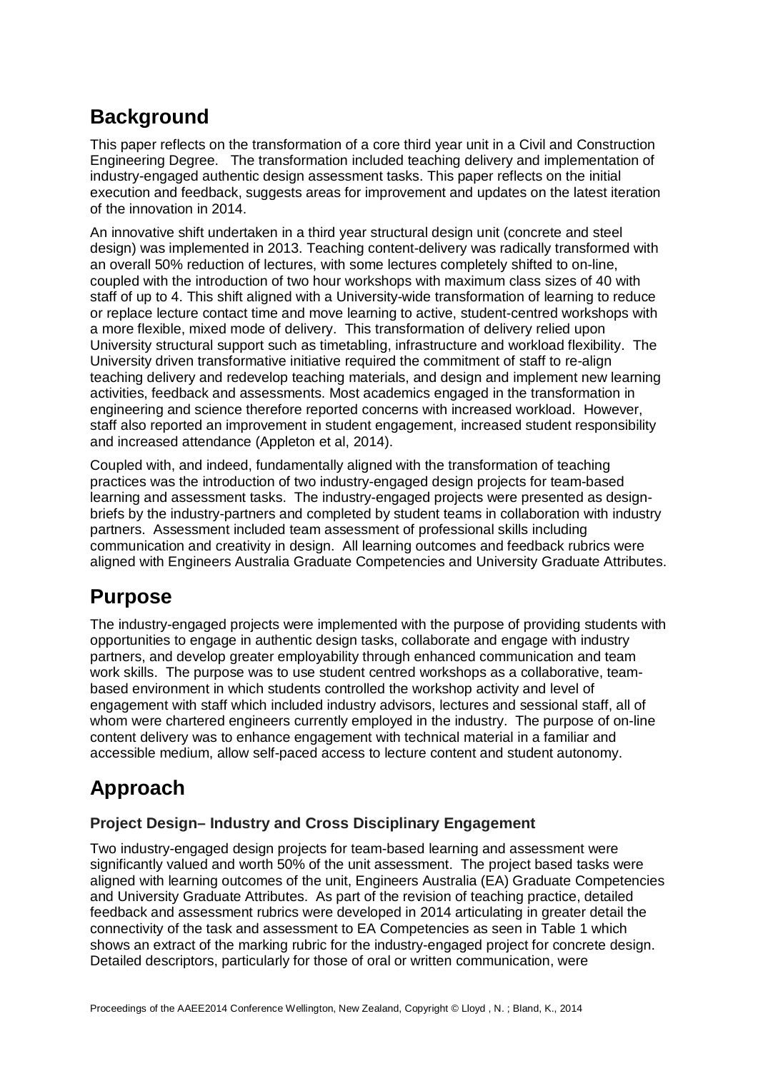## Background

This paper reflects on the transformation of a core third year unit in a Civil and Construction Engineering Degree. The transformation included teaching delivery and implementation of industry-engaged authentic design assessment tasks. This paper reflects on the initial execution and feedback, suggests areas for improvement and updates on the latest iteration of the innovation in 2014.

An innovative shift undertaken in a third year structural design unit (concrete and steel design) was implemented in 2013. Teaching content-delivery was radically transformed with an overall 50% reduction of lectures, with some lectures completely shifted to on-line, coupled with the introduction of two hour workshops with maximum class sizes of 40 with staff of up to 4. This shift aligned with a University-wide transformation of learning to reduce or replace lecture contact time and move learning to active, student-centred workshops with a more flexible, mixed mode of delivery. This transformation of delivery relied upon University structural support such as timetabling, infrastructure and workload flexibility. The University driven transformative initiative required the commitment of staff to re-align teaching delivery and redevelop teaching materials, and design and implement new learning activities, feedback and assessments. Most academics engaged in the transformation in engineering and science therefore reported concerns with increased workload. However, staff also reported an improvement in student engagement, increased student responsibility and increased attendance (Appleton et al, 2014).

Coupled with, and indeed, fundamentally aligned with the transformation of teaching practices was the introduction of two industry-engaged design projects for team-based learning and assessment tasks. The industry-engaged projects were presented as design-briefs by the industry-partners and completed by student teams in collaboration with industry partners. Assessment included team assessment of professional skills including communication and creativity in design. All learning outcomes and feedback rubrics were aligned with Engineers Australia Graduate Competencies and University Graduate Attributes.

## Purpose

The industry-engaged projects were implemented with the purpose of providing students with opportunities to engage in authentic design tasks, collaborate and engage with industry partners, and develop greater employability through enhanced communication and team work skills. The purpose was to use student centred workshops as a collaborative, team-based environment in which students controlled the workshop activity and level of engagement with staff which included industry advisors, lectures and sessional staff, all of whom were chartered engineers currently employed in the industry. The purpose of on-line content delivery was to enhance engagement with technical material in a familiar and accessible medium, allow self-paced access to lecture content and student autonomy.

## Approach

### Project Design– Industry and Cross Disciplinary Engagement

Two industry-engaged design projects for team-based learning and assessment were significantly valued and worth 50% of the unit assessment. The project based tasks were aligned with learning outcomes of the unit, Engineers Australia (EA) Graduate Competencies and University Graduate Attributes. As part of the revision of teaching practice, detailed feedback and assessment rubrics were developed in 2014 articulating in greater detail the connectivity of the task and assessment to EA Competencies as seen in Table 1 which shows an extract of the marking rubric for the industry-engaged project for concrete design. Detailed descriptors, particularly for those of oral or written communication, were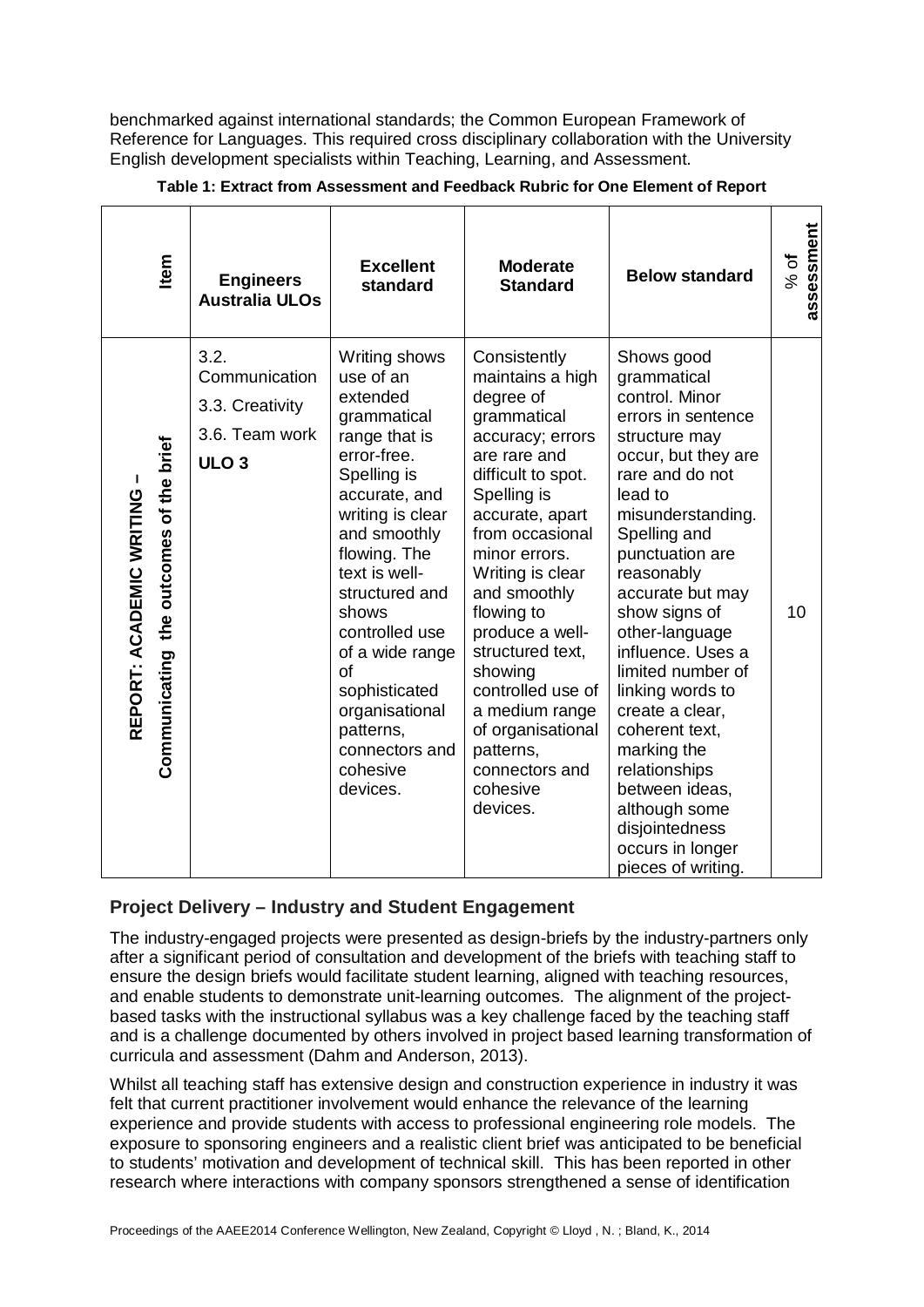benchmarked against international standards; the Common European Framework of Reference for Languages. This required cross disciplinary collaboration with the University English development specialists within Teaching, Learning, and Assessment.

**Table 1: Extract from Assessment and Feedback Rubric for One Element of Report**

| Item | Engineers Australia ULOs | Excellent standard | Moderate Standard | Below standard | % of assessment |
|---|---|---|---|---|---|
| **REPORT: ACADEMIC WRITING – Communicating the outcomes of the brief** | 3.2. Communication<br>3.3. Creativity<br>3.6. Team work<br>**ULO 3** | Writing shows use of an extended grammatical range that is error-free. Spelling is accurate, and writing is clear and smoothly flowing. The text is well-structured and shows controlled use of a wide range of sophisticated organisational patterns, connectors and cohesive devices. | Consistently maintains a high degree of grammatical accuracy; errors are rare and difficult to spot. Spelling is accurate, apart from occasional minor errors. Writing is clear and smoothly flowing to produce a well-structured text, showing controlled use of a medium range of organisational patterns, connectors and cohesive devices. | Shows good grammatical control. Minor errors in sentence structure may occur, but they are rare and do not lead to misunderstanding. Spelling and punctuation are reasonably accurate but may show signs of other-language influence. Uses a limited number of linking words to create a clear, coherent text, marking the relationships between ideas, although some disjointedness occurs in longer pieces of writing. | 10 |

## Project Delivery – Industry and Student Engagement

The industry-engaged projects were presented as design-briefs by the industry-partners only after a significant period of consultation and development of the briefs with teaching staff to ensure the design briefs would facilitate student learning, aligned with teaching resources, and enable students to demonstrate unit-learning outcomes. The alignment of the project-based tasks with the instructional syllabus was a key challenge faced by the teaching staff and is a challenge documented by others involved in project based learning transformation of curricula and assessment (Dahm and Anderson, 2013).

Whilst all teaching staff has extensive design and construction experience in industry it was felt that current practitioner involvement would enhance the relevance of the learning experience and provide students with access to professional engineering role models. The exposure to sponsoring engineers and a realistic client brief was anticipated to be beneficial to students' motivation and development of technical skill. This has been reported in other research where interactions with company sponsors strengthened a sense of identification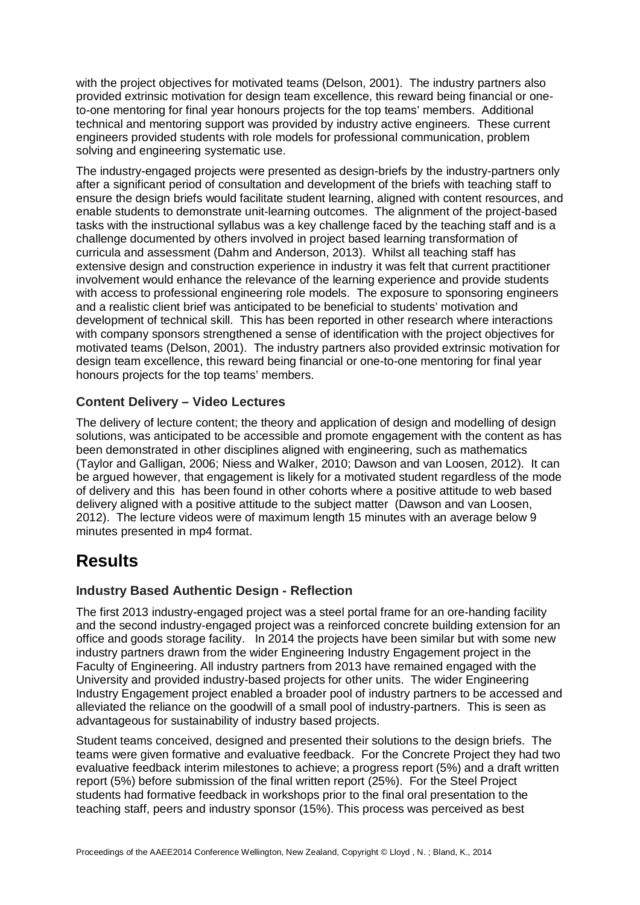with the project objectives for motivated teams (Delson, 2001). The industry partners also provided extrinsic motivation for design team excellence, this reward being financial or one-to-one mentoring for final year honours projects for the top teams' members. Additional technical and mentoring support was provided by industry active engineers. These current engineers provided students with role models for professional communication, problem solving and engineering systematic use.

The industry-engaged projects were presented as design-briefs by the industry-partners only after a significant period of consultation and development of the briefs with teaching staff to ensure the design briefs would facilitate student learning, aligned with content resources, and enable students to demonstrate unit-learning outcomes. The alignment of the project-based tasks with the instructional syllabus was a key challenge faced by the teaching staff and is a challenge documented by others involved in project based learning transformation of curricula and assessment (Dahm and Anderson, 2013). Whilst all teaching staff has extensive design and construction experience in industry it was felt that current practitioner involvement would enhance the relevance of the learning experience and provide students with access to professional engineering role models. The exposure to sponsoring engineers and a realistic client brief was anticipated to be beneficial to students' motivation and development of technical skill. This has been reported in other research where interactions with company sponsors strengthened a sense of identification with the project objectives for motivated teams (Delson, 2001). The industry partners also provided extrinsic motivation for design team excellence, this reward being financial or one-to-one mentoring for final year honours projects for the top teams' members.

### Content Delivery – Video Lectures

The delivery of lecture content; the theory and application of design and modelling of design solutions, was anticipated to be accessible and promote engagement with the content as has been demonstrated in other disciplines aligned with engineering, such as mathematics (Taylor and Galligan, 2006; Niess and Walker, 2010; Dawson and van Loosen, 2012). It can be argued however, that engagement is likely for a motivated student regardless of the mode of delivery and this has been found in other cohorts where a positive attitude to web based delivery aligned with a positive attitude to the subject matter (Dawson and van Loosen, 2012). The lecture videos were of maximum length 15 minutes with an average below 9 minutes presented in mp4 format.

## Results

### Industry Based Authentic Design - Reflection

The first 2013 industry-engaged project was a steel portal frame for an ore-handing facility and the second industry-engaged project was a reinforced concrete building extension for an office and goods storage facility. In 2014 the projects have been similar but with some new industry partners drawn from the wider Engineering Industry Engagement project in the Faculty of Engineering. All industry partners from 2013 have remained engaged with the University and provided industry-based projects for other units. The wider Engineering Industry Engagement project enabled a broader pool of industry partners to be accessed and alleviated the reliance on the goodwill of a small pool of industry-partners. This is seen as advantageous for sustainability of industry based projects.

Student teams conceived, designed and presented their solutions to the design briefs. The teams were given formative and evaluative feedback. For the Concrete Project they had two evaluative feedback interim milestones to achieve; a progress report (5%) and a draft written report (5%) before submission of the final written report (25%). For the Steel Project students had formative feedback in workshops prior to the final oral presentation to the teaching staff, peers and industry sponsor (15%). This process was perceived as best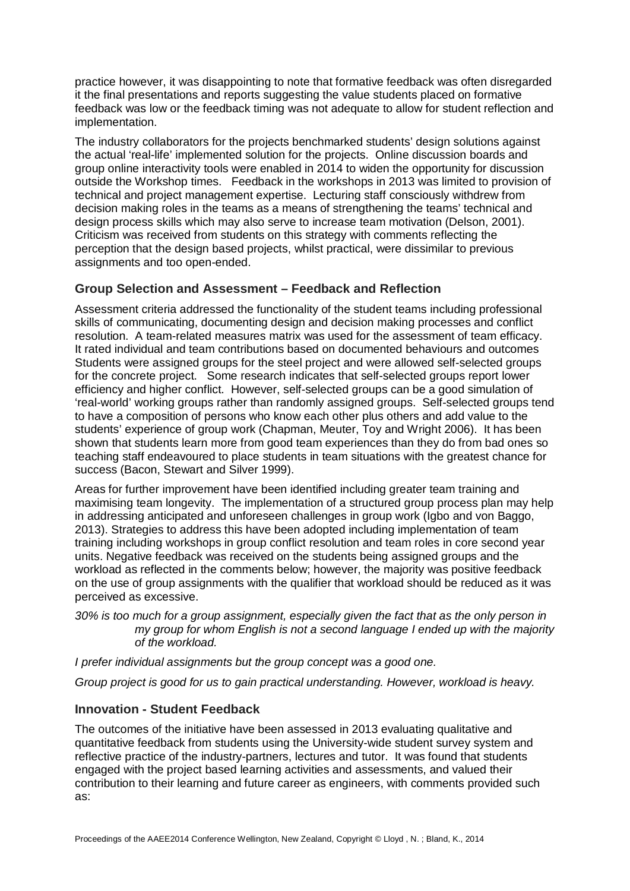practice however, it was disappointing to note that formative feedback was often disregarded it the final presentations and reports suggesting the value students placed on formative feedback was low or the feedback timing was not adequate to allow for student reflection and implementation.

The industry collaborators for the projects benchmarked students' design solutions against the actual 'real-life' implemented solution for the projects. Online discussion boards and group online interactivity tools were enabled in 2014 to widen the opportunity for discussion outside the Workshop times. Feedback in the workshops in 2013 was limited to provision of technical and project management expertise. Lecturing staff consciously withdrew from decision making roles in the teams as a means of strengthening the teams' technical and design process skills which may also serve to increase team motivation (Delson, 2001). Criticism was received from students on this strategy with comments reflecting the perception that the design based projects, whilst practical, were dissimilar to previous assignments and too open-ended.

## Group Selection and Assessment – Feedback and Reflection

Assessment criteria addressed the functionality of the student teams including professional skills of communicating, documenting design and decision making processes and conflict resolution. A team-related measures matrix was used for the assessment of team efficacy. It rated individual and team contributions based on documented behaviours and outcomes Students were assigned groups for the steel project and were allowed self-selected groups for the concrete project. Some research indicates that self-selected groups report lower efficiency and higher conflict. However, self-selected groups can be a good simulation of 'real-world' working groups rather than randomly assigned groups. Self-selected groups tend to have a composition of persons who know each other plus others and add value to the students' experience of group work (Chapman, Meuter, Toy and Wright 2006). It has been shown that students learn more from good team experiences than they do from bad ones so teaching staff endeavoured to place students in team situations with the greatest chance for success (Bacon, Stewart and Silver 1999).

Areas for further improvement have been identified including greater team training and maximising team longevity. The implementation of a structured group process plan may help in addressing anticipated and unforeseen challenges in group work (Igbo and von Baggo, 2013). Strategies to address this have been adopted including implementation of team training including workshops in group conflict resolution and team roles in core second year units. Negative feedback was received on the students being assigned groups and the workload as reflected in the comments below; however, the majority was positive feedback on the use of group assignments with the qualifier that workload should be reduced as it was perceived as excessive.

*30% is too much for a group assignment, especially given the fact that as the only person in my group for whom English is not a second language I ended up with the majority of the workload.*

*I prefer individual assignments but the group concept was a good one.*

*Group project is good for us to gain practical understanding. However, workload is heavy.*

## Innovation - Student Feedback

The outcomes of the initiative have been assessed in 2013 evaluating qualitative and quantitative feedback from students using the University-wide student survey system and reflective practice of the industry-partners, lectures and tutor. It was found that students engaged with the project based learning activities and assessments, and valued their contribution to their learning and future career as engineers, with comments provided such as: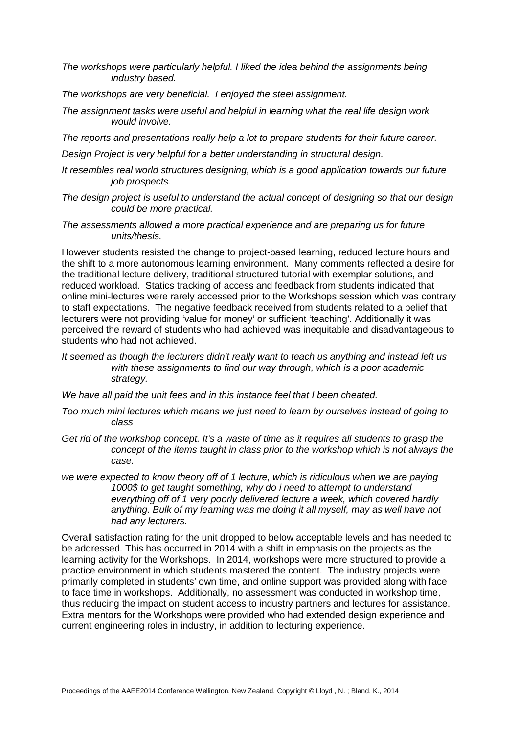*The workshops were particularly helpful. I liked the idea behind the assignments being industry based.*

*The workshops are very beneficial. I enjoyed the steel assignment.*

*The assignment tasks were useful and helpful in learning what the real life design work would involve.*

*The reports and presentations really help a lot to prepare students for their future career.*

*Design Project is very helpful for a better understanding in structural design.*

*It resembles real world structures designing, which is a good application towards our future job prospects.*

*The design project is useful to understand the actual concept of designing so that our design could be more practical.*

*The assessments allowed a more practical experience and are preparing us for future units/thesis.*

However students resisted the change to project-based learning, reduced lecture hours and the shift to a more autonomous learning environment. Many comments reflected a desire for the traditional lecture delivery, traditional structured tutorial with exemplar solutions, and reduced workload. Statics tracking of access and feedback from students indicated that online mini-lectures were rarely accessed prior to the Workshops session which was contrary to staff expectations. The negative feedback received from students related to a belief that lecturers were not providing 'value for money' or sufficient 'teaching'. Additionally it was perceived the reward of students who had achieved was inequitable and disadvantageous to students who had not achieved.

*It seemed as though the lecturers didn't really want to teach us anything and instead left us with these assignments to find our way through, which is a poor academic strategy.*

*We have all paid the unit fees and in this instance feel that I been cheated.*

*Too much mini lectures which means we just need to learn by ourselves instead of going to class*

*Get rid of the workshop concept. It's a waste of time as it requires all students to grasp the concept of the items taught in class prior to the workshop which is not always the case.*

*we were expected to know theory off of 1 lecture, which is ridiculous when we are paying 1000$ to get taught something, why do i need to attempt to understand everything off of 1 very poorly delivered lecture a week, which covered hardly anything. Bulk of my learning was me doing it all myself, may as well have not had any lecturers.*

Overall satisfaction rating for the unit dropped to below acceptable levels and has needed to be addressed. This has occurred in 2014 with a shift in emphasis on the projects as the learning activity for the Workshops. In 2014, workshops were more structured to provide a practice environment in which students mastered the content. The industry projects were primarily completed in students' own time, and online support was provided along with face to face time in workshops. Additionally, no assessment was conducted in workshop time, thus reducing the impact on student access to industry partners and lectures for assistance. Extra mentors for the Workshops were provided who had extended design experience and current engineering roles in industry, in addition to lecturing experience.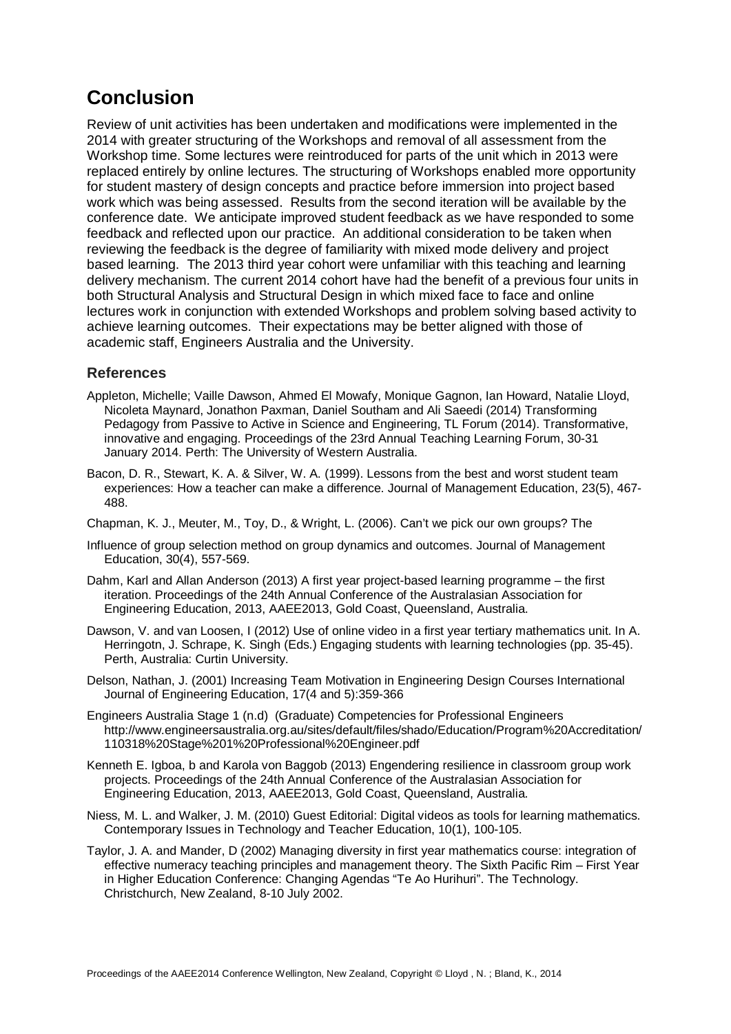# Conclusion

Review of unit activities has been undertaken and modifications were implemented in the 2014 with greater structuring of the Workshops and removal of all assessment from the Workshop time. Some lectures were reintroduced for parts of the unit which in 2013 were replaced entirely by online lectures. The structuring of Workshops enabled more opportunity for student mastery of design concepts and practice before immersion into project based work which was being assessed. Results from the second iteration will be available by the conference date. We anticipate improved student feedback as we have responded to some feedback and reflected upon our practice. An additional consideration to be taken when reviewing the feedback is the degree of familiarity with mixed mode delivery and project based learning. The 2013 third year cohort were unfamiliar with this teaching and learning delivery mechanism. The current 2014 cohort have had the benefit of a previous four units in both Structural Analysis and Structural Design in which mixed face to face and online lectures work in conjunction with extended Workshops and problem solving based activity to achieve learning outcomes. Their expectations may be better aligned with those of academic staff, Engineers Australia and the University.

## References

Appleton, Michelle; Vaille Dawson, Ahmed El Mowafy, Monique Gagnon, Ian Howard, Natalie Lloyd, Nicoleta Maynard, Jonathon Paxman, Daniel Southam and Ali Saeedi (2014) Transforming Pedagogy from Passive to Active in Science and Engineering, TL Forum (2014). Transformative, innovative and engaging. Proceedings of the 23rd Annual Teaching Learning Forum, 30-31 January 2014. Perth: The University of Western Australia.

Bacon, D. R., Stewart, K. A. & Silver, W. A. (1999). Lessons from the best and worst student team experiences: How a teacher can make a difference. Journal of Management Education, 23(5), 467-488.

Chapman, K. J., Meuter, M., Toy, D., & Wright, L. (2006). Can't we pick our own groups? The

Influence of group selection method on group dynamics and outcomes. Journal of Management Education, 30(4), 557-569.

Dahm, Karl and Allan Anderson (2013) A first year project-based learning programme – the first iteration. Proceedings of the 24th Annual Conference of the Australasian Association for Engineering Education, 2013, AAEE2013, Gold Coast, Queensland, Australia.

Dawson, V. and van Loosen, I (2012) Use of online video in a first year tertiary mathematics unit. In A. Herringotn, J. Schrape, K. Singh (Eds.) Engaging students with learning technologies (pp. 35-45). Perth, Australia: Curtin University.

Delson, Nathan, J. (2001) Increasing Team Motivation in Engineering Design Courses International Journal of Engineering Education, 17(4 and 5):359-366

Engineers Australia Stage 1 (n.d) (Graduate) Competencies for Professional Engineers http://www.engineersaustralia.org.au/sites/default/files/shado/Education/Program%20Accreditation/110318%20Stage%201%20Professional%20Engineer.pdf

Kenneth E. Igboa, b and Karola von Baggob (2013) Engendering resilience in classroom group work projects. Proceedings of the 24th Annual Conference of the Australasian Association for Engineering Education, 2013, AAEE2013, Gold Coast, Queensland, Australia.

Niess, M. L. and Walker, J. M. (2010) Guest Editorial: Digital videos as tools for learning mathematics. Contemporary Issues in Technology and Teacher Education, 10(1), 100-105.

Taylor, J. A. and Mander, D (2002) Managing diversity in first year mathematics course: integration of effective numeracy teaching principles and management theory. The Sixth Pacific Rim – First Year in Higher Education Conference: Changing Agendas "Te Ao Hurihuri". The Technology. Christchurch, New Zealand, 8-10 July 2002.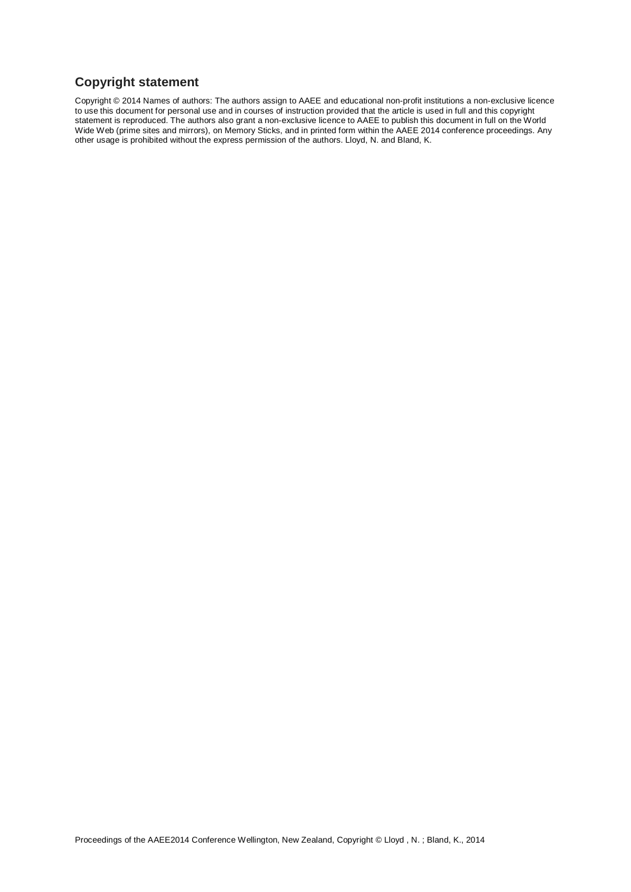## Copyright statement

Copyright © 2014 Names of authors: The authors assign to AAEE and educational non-profit institutions a non-exclusive licence to use this document for personal use and in courses of instruction provided that the article is used in full and this copyright statement is reproduced. The authors also grant a non-exclusive licence to AAEE to publish this document in full on the World Wide Web (prime sites and mirrors), on Memory Sticks, and in printed form within the AAEE 2014 conference proceedings. Any other usage is prohibited without the express permission of the authors. Lloyd, N. and Bland, K.